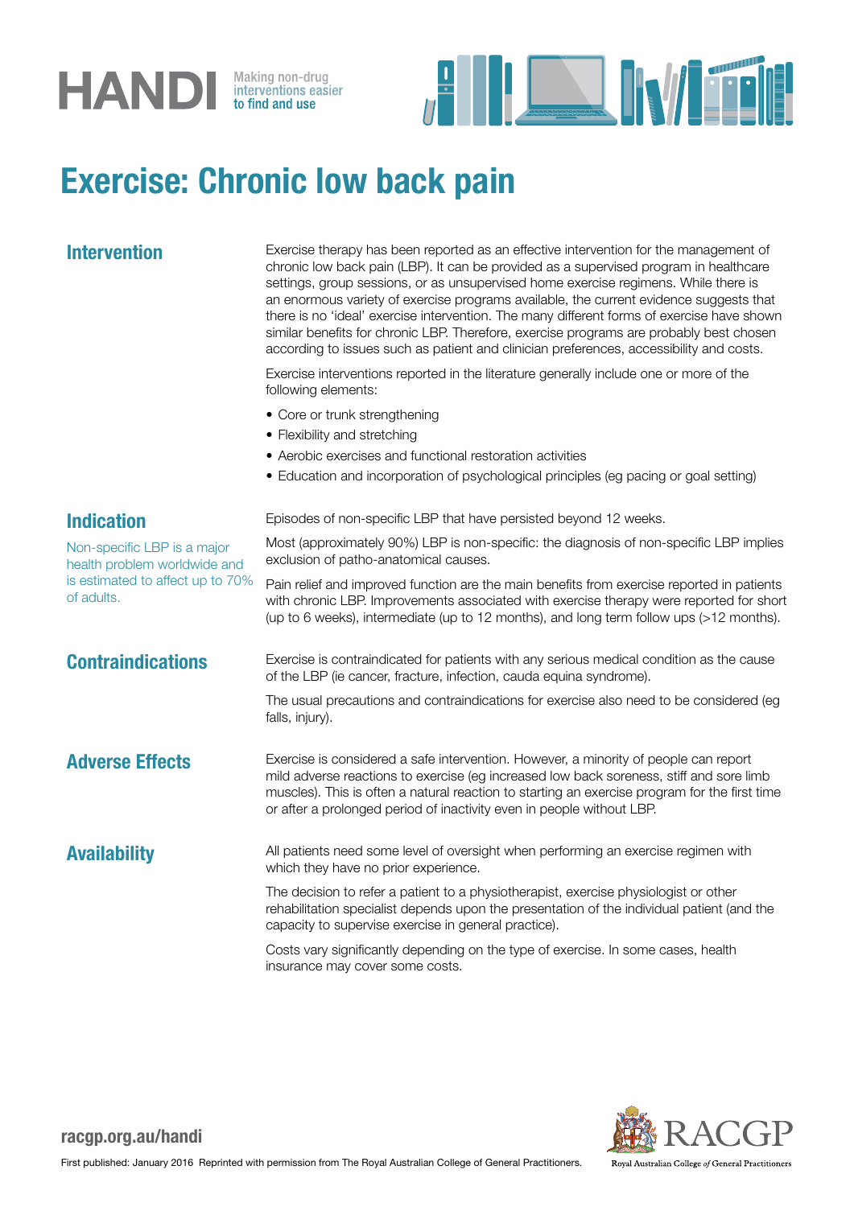HANDI Making non-drug interventions easier to find and use

# Exercise: Chronic low back pain

## Intervention

Exercise therapy has been reported as an effective intervention for the management of chronic low back pain (LBP). It can be provided as a supervised program in healthcare settings, group sessions, or as unsupervised home exercise regimens. While there is an enormous variety of exercise programs available, the current evidence suggests that there is no 'ideal' exercise intervention. The many different forms of exercise have shown similar benefits for chronic LBP. Therefore, exercise programs are probably best chosen according to issues such as patient and clinician preferences, accessibility and costs.

Exercise interventions reported in the literature generally include one or more of the following elements:

- Core or trunk strengthening
- Flexibility and stretching
- Aerobic exercises and functional restoration activities
- Education and incorporation of psychological principles (eg pacing or goal setting)

## Indication

Non-specific LBP is a major health problem worldwide and is estimated to affect up to 70% of adults.

Episodes of non-specific LBP that have persisted beyond 12 weeks.

Most (approximately 90%) LBP is non-specific: the diagnosis of non-specific LBP implies exclusion of patho-anatomical causes.

Pain relief and improved function are the main benefits from exercise reported in patients with chronic LBP. Improvements associated with exercise therapy were reported for short (up to 6 weeks), intermediate (up to 12 months), and long term follow ups (>12 months).

## Contraindications

Exercise is contraindicated for patients with any serious medical condition as the cause of the LBP (ie cancer, fracture, infection, cauda equina syndrome).

The usual precautions and contraindications for exercise also need to be considered (eg falls, injury).

## Adverse Effects

Exercise is considered a safe intervention. However, a minority of people can report mild adverse reactions to exercise (eg increased low back soreness, stiff and sore limb muscles). This is often a natural reaction to starting an exercise program for the first time or after a prolonged period of inactivity even in people without LBP.

## Availability

All patients need some level of oversight when performing an exercise regimen with which they have no prior experience.

The decision to refer a patient to a physiotherapist, exercise physiologist or other rehabilitation specialist depends upon the presentation of the individual patient (and the capacity to supervise exercise in general practice).

Costs vary significantly depending on the type of exercise. In some cases, health insurance may cover some costs.

racgp.org.au/handi

First published: January 2016 Reprinted with permission from The Royal Australian College of General Practitioners.

RACGP Royal Australian College of General Practitioners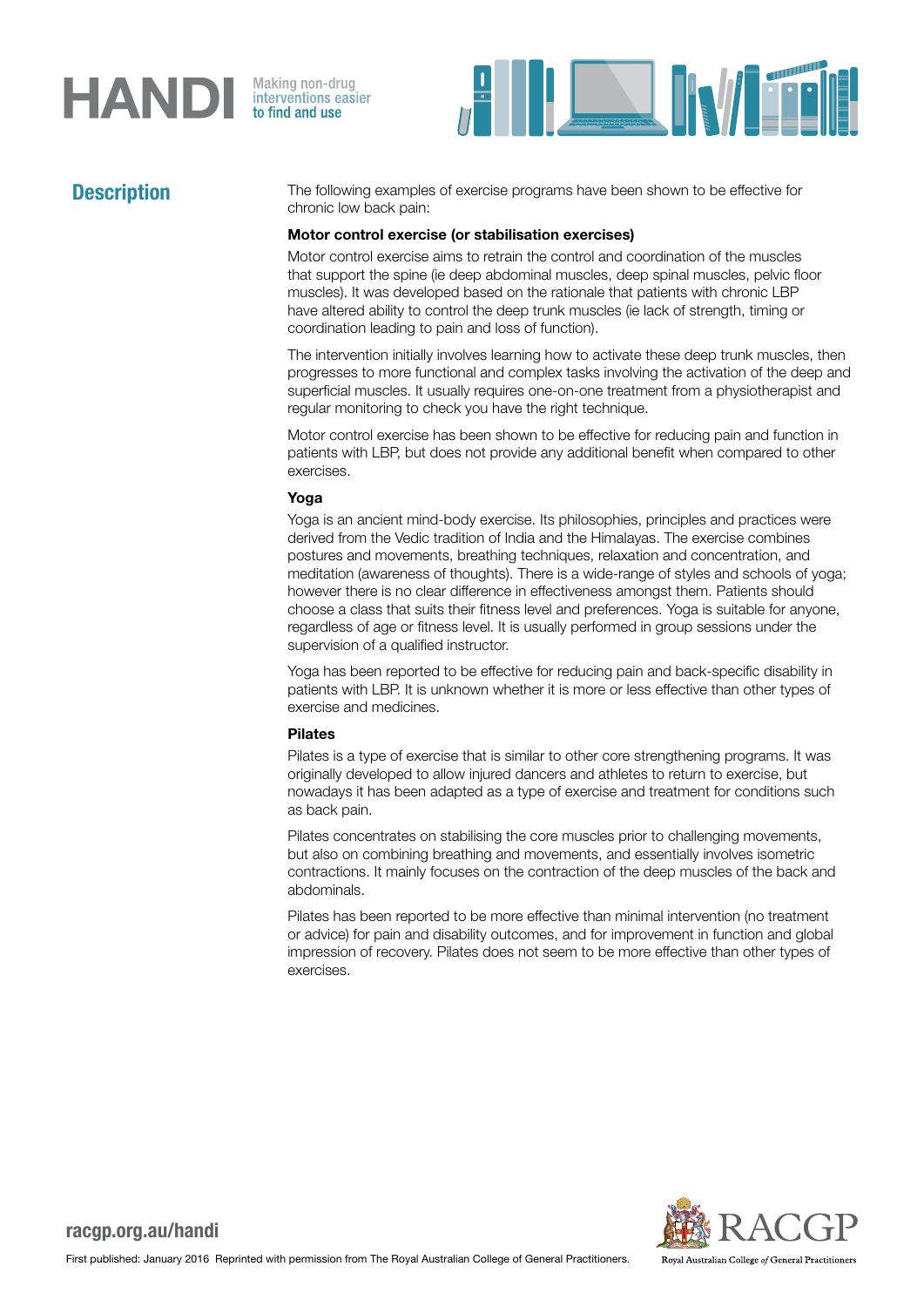## Description

The following examples of exercise programs have been shown to be effective for chronic low back pain:

**Motor control exercise (or stabilisation exercises)**

Motor control exercise aims to retrain the control and coordination of the muscles that support the spine (ie deep abdominal muscles, deep spinal muscles, pelvic floor muscles). It was developed based on the rationale that patients with chronic LBP have altered ability to control the deep trunk muscles (ie lack of strength, timing or coordination leading to pain and loss of function).

The intervention initially involves learning how to activate these deep trunk muscles, then progresses to more functional and complex tasks involving the activation of the deep and superficial muscles. It usually requires one-on-one treatment from a physiotherapist and regular monitoring to check you have the right technique.

Motor control exercise has been shown to be effective for reducing pain and function in patients with LBP, but does not provide any additional benefit when compared to other exercises.

**Yoga**

Yoga is an ancient mind-body exercise. Its philosophies, principles and practices were derived from the Vedic tradition of India and the Himalayas. The exercise combines postures and movements, breathing techniques, relaxation and concentration, and meditation (awareness of thoughts). There is a wide-range of styles and schools of yoga; however there is no clear difference in effectiveness amongst them. Patients should choose a class that suits their fitness level and preferences. Yoga is suitable for anyone, regardless of age or fitness level. It is usually performed in group sessions under the supervision of a qualified instructor.

Yoga has been reported to be effective for reducing pain and back-specific disability in patients with LBP. It is unknown whether it is more or less effective than other types of exercise and medicines.

**Pilates**

Pilates is a type of exercise that is similar to other core strengthening programs. It was originally developed to allow injured dancers and athletes to return to exercise, but nowadays it has been adapted as a type of exercise and treatment for conditions such as back pain.

Pilates concentrates on stabilising the core muscles prior to challenging movements, but also on combining breathing and movements, and essentially involves isometric contractions. It mainly focuses on the contraction of the deep muscles of the back and abdominals.

Pilates has been reported to be more effective than minimal intervention (no treatment or advice) for pain and disability outcomes, and for improvement in function and global impression of recovery. Pilates does not seem to be more effective than other types of exercises.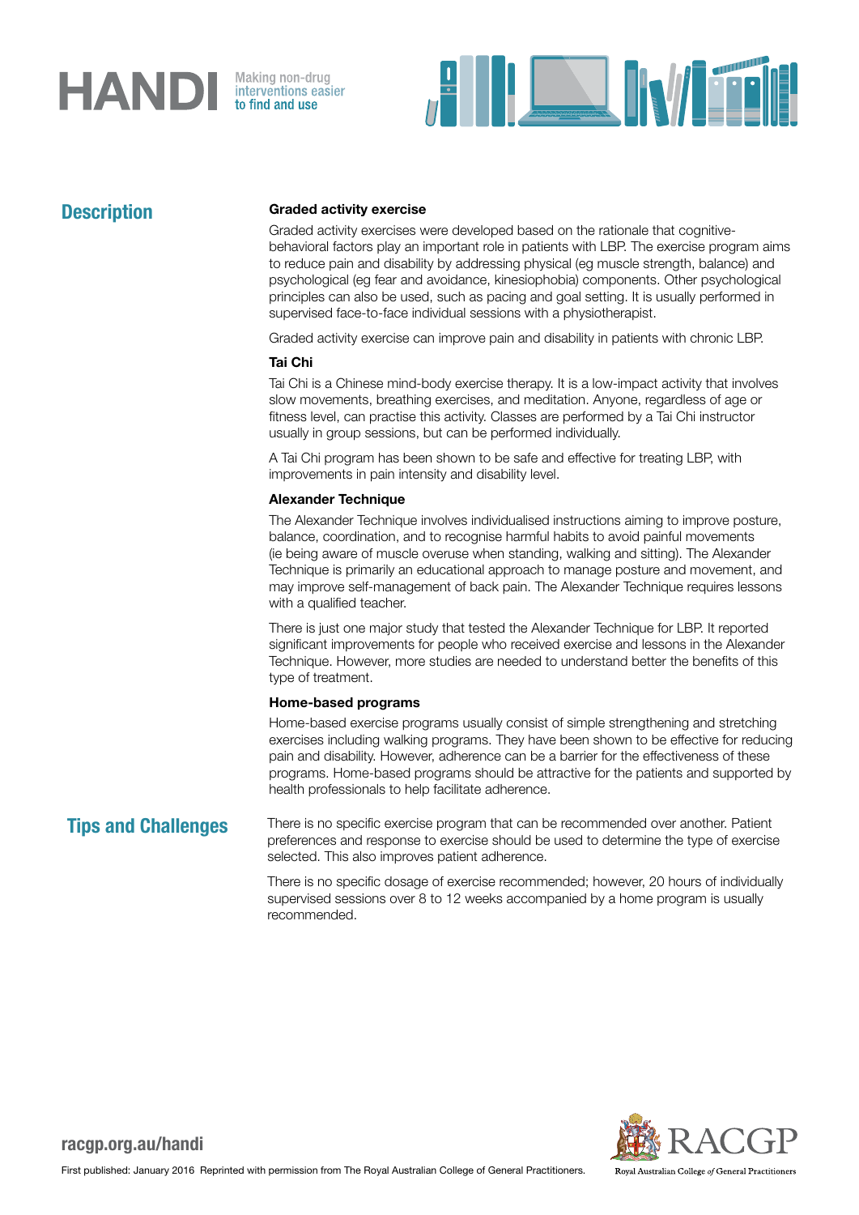## Description

### Graded activity exercise

Graded activity exercises were developed based on the rationale that cognitive-behavioral factors play an important role in patients with LBP. The exercise program aims to reduce pain and disability by addressing physical (eg muscle strength, balance) and psychological (eg fear and avoidance, kinesiophobia) components. Other psychological principles can also be used, such as pacing and goal setting. It is usually performed in supervised face-to-face individual sessions with a physiotherapist.

Graded activity exercise can improve pain and disability in patients with chronic LBP.

### Tai Chi

Tai Chi is a Chinese mind-body exercise therapy. It is a low-impact activity that involves slow movements, breathing exercises, and meditation. Anyone, regardless of age or fitness level, can practise this activity. Classes are performed by a Tai Chi instructor usually in group sessions, but can be performed individually.

A Tai Chi program has been shown to be safe and effective for treating LBP, with improvements in pain intensity and disability level.

### Alexander Technique

The Alexander Technique involves individualised instructions aiming to improve posture, balance, coordination, and to recognise harmful habits to avoid painful movements (ie being aware of muscle overuse when standing, walking and sitting). The Alexander Technique is primarily an educational approach to manage posture and movement, and may improve self-management of back pain. The Alexander Technique requires lessons with a qualified teacher.

There is just one major study that tested the Alexander Technique for LBP. It reported significant improvements for people who received exercise and lessons in the Alexander Technique. However, more studies are needed to understand better the benefits of this type of treatment.

### Home-based programs

Home-based exercise programs usually consist of simple strengthening and stretching exercises including walking programs. They have been shown to be effective for reducing pain and disability. However, adherence can be a barrier for the effectiveness of these programs. Home-based programs should be attractive for the patients and supported by health professionals to help facilitate adherence.

## Tips and Challenges

There is no specific exercise program that can be recommended over another. Patient preferences and response to exercise should be used to determine the type of exercise selected. This also improves patient adherence.

There is no specific dosage of exercise recommended; however, 20 hours of individually supervised sessions over 8 to 12 weeks accompanied by a home program is usually recommended.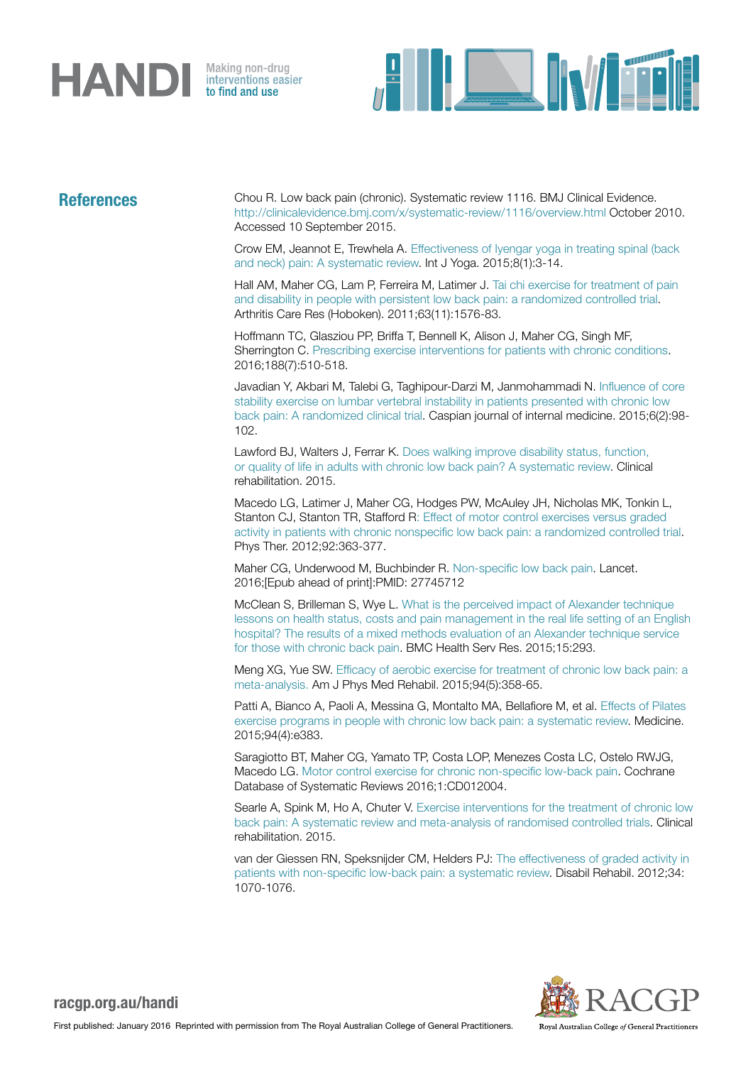## References

Chou R. Low back pain (chronic). Systematic review 1116. BMJ Clinical Evidence. http://clinicalevidence.bmj.com/x/systematic-review/1116/overview.html October 2010. Accessed 10 September 2015.

Crow EM, Jeannot E, Trewhela A. Effectiveness of Iyengar yoga in treating spinal (back and neck) pain: A systematic review. Int J Yoga. 2015;8(1):3-14.

Hall AM, Maher CG, Lam P, Ferreira M, Latimer J. Tai chi exercise for treatment of pain and disability in people with persistent low back pain: a randomized controlled trial. Arthritis Care Res (Hoboken). 2011;63(11):1576-83.

Hoffmann TC, Glasziou PP, Briffa T, Bennell K, Alison J, Maher CG, Singh MF, Sherrington C. Prescribing exercise interventions for patients with chronic conditions. 2016;188(7):510-518.

Javadian Y, Akbari M, Talebi G, Taghipour-Darzi M, Janmohammadi N. Influence of core stability exercise on lumbar vertebral instability in patients presented with chronic low back pain: A randomized clinical trial. Caspian journal of internal medicine. 2015;6(2):98-102.

Lawford BJ, Walters J, Ferrar K. Does walking improve disability status, function, or quality of life in adults with chronic low back pain? A systematic review. Clinical rehabilitation. 2015.

Macedo LG, Latimer J, Maher CG, Hodges PW, McAuley JH, Nicholas MK, Tonkin L, Stanton CJ, Stanton TR, Stafford R: Effect of motor control exercises versus graded activity in patients with chronic nonspecific low back pain: a randomized controlled trial. Phys Ther. 2012;92:363-377.

Maher CG, Underwood M, Buchbinder R. Non-specific low back pain. Lancet. 2016;[Epub ahead of print]:PMID: 27745712

McClean S, Brilleman S, Wye L. What is the perceived impact of Alexander technique lessons on health status, costs and pain management in the real life setting of an English hospital? The results of a mixed methods evaluation of an Alexander technique service for those with chronic back pain. BMC Health Serv Res. 2015;15:293.

Meng XG, Yue SW. Efficacy of aerobic exercise for treatment of chronic low back pain: a meta-analysis. Am J Phys Med Rehabil. 2015;94(5):358-65.

Patti A, Bianco A, Paoli A, Messina G, Montalto MA, Bellafiore M, et al. Effects of Pilates exercise programs in people with chronic low back pain: a systematic review. Medicine. 2015;94(4):e383.

Saragiotto BT, Maher CG, Yamato TP, Costa LOP, Menezes Costa LC, Ostelo RWJG, Macedo LG. Motor control exercise for chronic non-specific low-back pain. Cochrane Database of Systematic Reviews 2016;1:CD012004.

Searle A, Spink M, Ho A, Chuter V. Exercise interventions for the treatment of chronic low back pain: A systematic review and meta-analysis of randomised controlled trials. Clinical rehabilitation. 2015.

van der Giessen RN, Speksnijder CM, Helders PJ: The effectiveness of graded activity in patients with non-specific low-back pain: a systematic review. Disabil Rehabil. 2012;34: 1070-1076.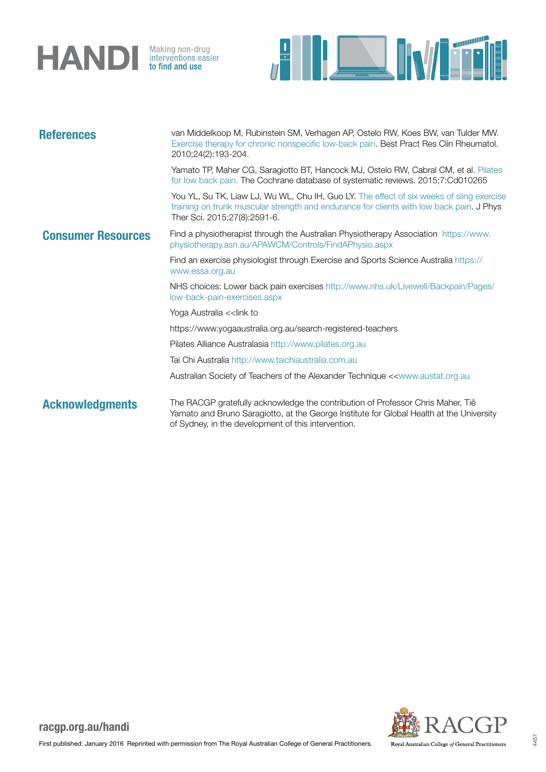## References

van Middelkoop M, Rubinstein SM, Verhagen AP, Ostelo RW, Koes BW, van Tulder MW. Exercise therapy for chronic nonspecific low-back pain. Best Pract Res Clin Rheumatol. 2010;24(2):193-204.

Yamato TP, Maher CG, Saragiotto BT, Hancock MJ, Ostelo RW, Cabral CM, et al. Pilates for low back pain. The Cochrane database of systematic reviews. 2015;7:Cd010265

You YL, Su TK, Liaw LJ, Wu WL, Chu IH, Guo LY. The effect of six weeks of sling exercise training on trunk muscular strength and endurance for clients with low back pain. J Phys Ther Sci. 2015;27(8):2591-6.

## Consumer Resources

Find a physiotherapist through the Australian Physiotherapy Association https://www.physiotherapy.asn.au/APAWCM/Controls/FindAPhysio.aspx

Find an exercise physiologist through Exercise and Sports Science Australia https://www.essa.org.au

NHS choices: Lower back pain exercises http://www.nhs.uk/Livewell/Backpain/Pages/low-back-pain-exercises.aspx

Yoga Australia <<link to

https://www.yogaaustralia.org.au/search-registered-teachers

Pilates Alliance Australasia http://www.pilates.org.au

Tai Chi Australia http://www.taichiaustralia.com.au

Australian Society of Teachers of the Alexander Technique <<www.austat.org.au

## Acknowledgments

The RACGP gratefully acknowledge the contribution of Professor Chris Maher, Tiê Yamato and Bruno Saragiotto, at the George Institute for Global Health at the University of Sydney, in the development of this intervention.

racgp.org.au/handi

First published: January 2016 Reprinted with permission from The Royal Australian College of General Practitioners.